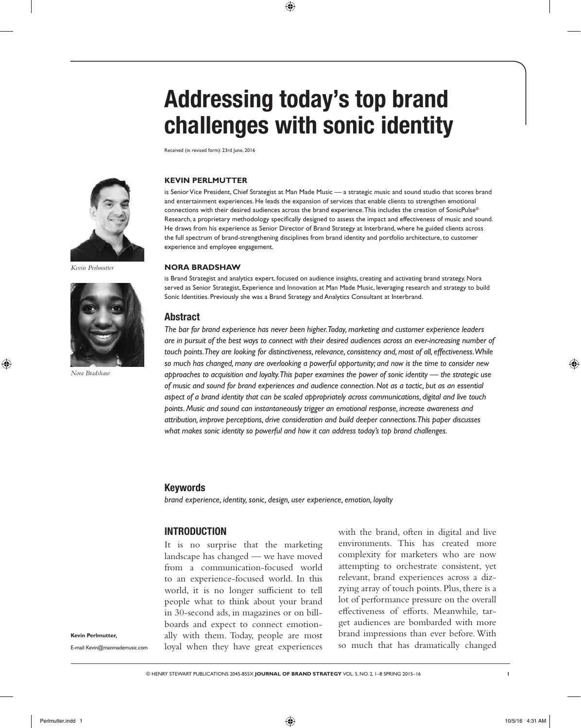# Addressing today's top brand challenges with sonic identity

Received (in revised form): 23rd June, 2016

### KEVIN PERLMUTTER

is Senior Vice President, Chief Strategist at Man Made Music — a strategic music and sound studio that scores brand and entertainment experiences. He leads the expansion of services that enable clients to strengthen emotional connections with their desired audiences across the brand experience. This includes the creation of SonicPulse® Research, a proprietary methodology specifically designed to assess the impact and effectiveness of music and sound. He draws from his experience as Senior Director of Brand Strategy at Interbrand, where he guided clients across the full spectrum of brand-strengthening disciplines from brand identity and portfolio architecture, to customer experience and employee engagement.

*Kevin Perlmutter*

### NORA BRADSHAW

is Brand Strategist and analytics expert, focused on audience insights, creating and activating brand strategy. Nora served as Senior Strategist, Experience and Innovation at Man Made Music, leveraging research and strategy to build Sonic Identities. Previously she was a Brand Strategy and Analytics Consultant at Interbrand.

*Nora Bradshaw*

**Kevin Perlmutter,**

E-mail: Kevin@manmademusic.com

## Abstract

*The bar for brand experience has never been higher. Today, marketing and customer experience leaders are in pursuit of the best ways to connect with their desired audiences across an ever-increasing number of touch points. They are looking for distinctiveness, relevance, consistency and, most of all, effectiveness. While so much has changed, many are overlooking a powerful opportunity; and now is the time to consider new approaches to acquisition and loyalty. This paper examines the power of sonic identity — the strategic use of music and sound for brand experiences and audience connection. Not as a tactic, but as an essential aspect of a brand identity that can be scaled appropriately across communications, digital and live touch points. Music and sound can instantaneously trigger an emotional response, increase awareness and attribution, improve perceptions, drive consideration and build deeper connections. This paper discusses what makes sonic identity so powerful and how it can address today's top brand challenges.*

## Keywords

*brand experience, identity, sonic, design, user experience, emotion, loyalty*

## INTRODUCTION

It is no surprise that the marketing landscape has changed — we have moved from a communication-focused world to an experience-focused world. In this world, it is no longer sufficient to tell people what to think about your brand in 30-second ads, in magazines or on billboards and expect to connect emotionally with them. Today, people are most loyal when they have great experiences with the brand, often in digital and live environments. This has created more complexity for marketers who are now attempting to orchestrate consistent, yet relevant, brand experiences across a dizzying array of touch points. Plus, there is a lot of performance pressure on the overall effectiveness of efforts. Meanwhile, target audiences are bombarded with more brand impressions than ever before. With so much that has dramatically changed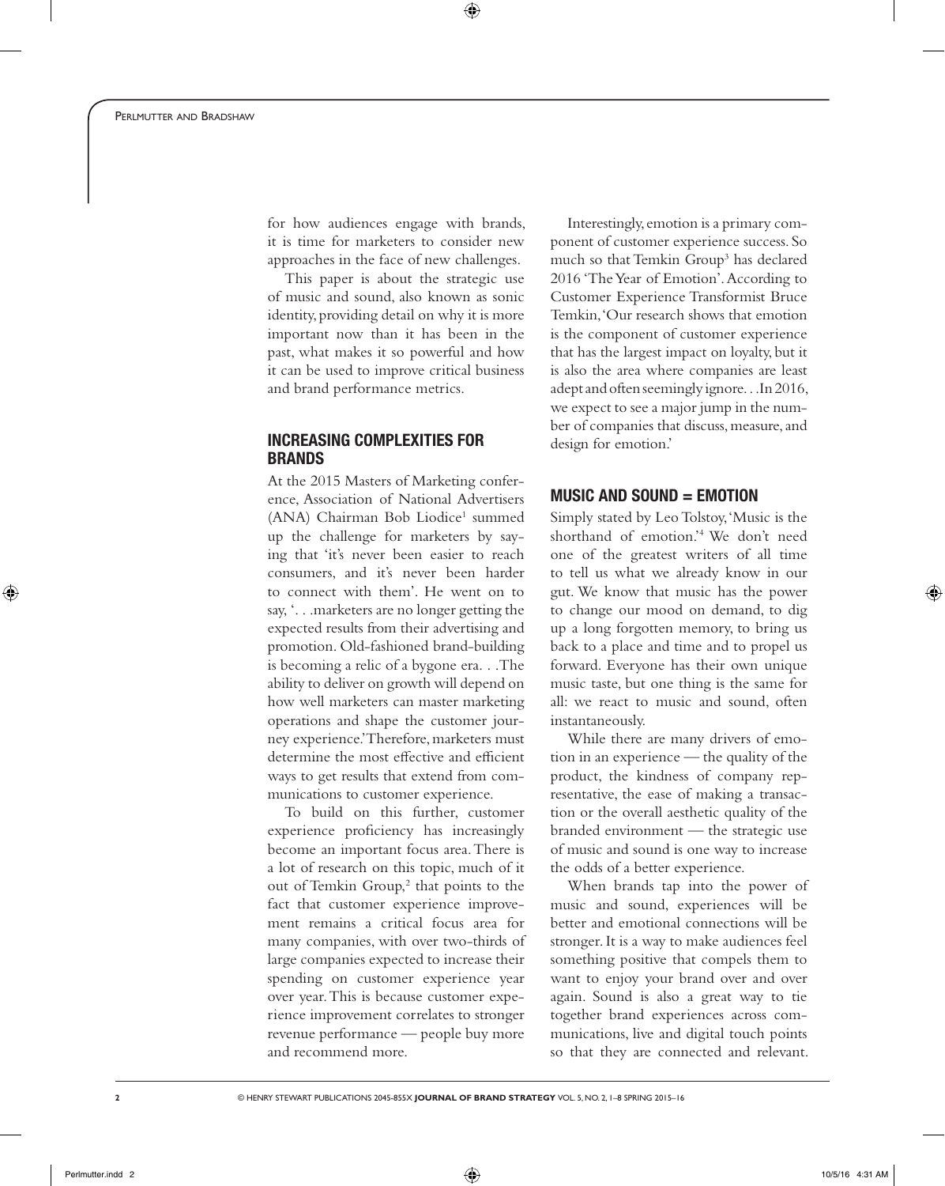for how audiences engage with brands, it is time for marketers to consider new approaches in the face of new challenges.

This paper is about the strategic use of music and sound, also known as sonic identity, providing detail on why it is more important now than it has been in the past, what makes it so powerful and how it can be used to improve critical business and brand performance metrics.

## INCREASING COMPLEXITIES FOR BRANDS

At the 2015 Masters of Marketing conference, Association of National Advertisers (ANA) Chairman Bob Liodice[1] summed up the challenge for marketers by saying that 'it's never been easier to reach consumers, and it's never been harder to connect with them'. He went on to say, '. . .marketers are no longer getting the expected results from their advertising and promotion. Old-fashioned brand-building is becoming a relic of a bygone era. . .The ability to deliver on growth will depend on how well marketers can master marketing operations and shape the customer journey experience.' Therefore, marketers must determine the most effective and efficient ways to get results that extend from communications to customer experience.

To build on this further, customer experience proficiency has increasingly become an important focus area. There is a lot of research on this topic, much of it out of Temkin Group,[2] that points to the fact that customer experience improvement remains a critical focus area for many companies, with over two-thirds of large companies expected to increase their spending on customer experience year over year. This is because customer experience improvement correlates to stronger revenue performance — people buy more and recommend more.

Interestingly, emotion is a primary component of customer experience success. So much so that Temkin Group[3] has declared 2016 'The Year of Emotion'. According to Customer Experience Transformist Bruce Temkin, 'Our research shows that emotion is the component of customer experience that has the largest impact on loyalty, but it is also the area where companies are least adept and often seemingly ignore. . .In 2016, we expect to see a major jump in the number of companies that discuss, measure, and design for emotion.'

## MUSIC AND SOUND = EMOTION

Simply stated by Leo Tolstoy, 'Music is the shorthand of emotion.'[4] We don't need one of the greatest writers of all time to tell us what we already know in our gut. We know that music has the power to change our mood on demand, to dig up a long forgotten memory, to bring us back to a place and time and to propel us forward. Everyone has their own unique music taste, but one thing is the same for all: we react to music and sound, often instantaneously.

While there are many drivers of emotion in an experience — the quality of the product, the kindness of company representative, the ease of making a transaction or the overall aesthetic quality of the branded environment — the strategic use of music and sound is one way to increase the odds of a better experience.

When brands tap into the power of music and sound, experiences will be better and emotional connections will be stronger. It is a way to make audiences feel something positive that compels them to want to enjoy your brand over and over again. Sound is also a great way to tie together brand experiences across communications, live and digital touch points so that they are connected and relevant.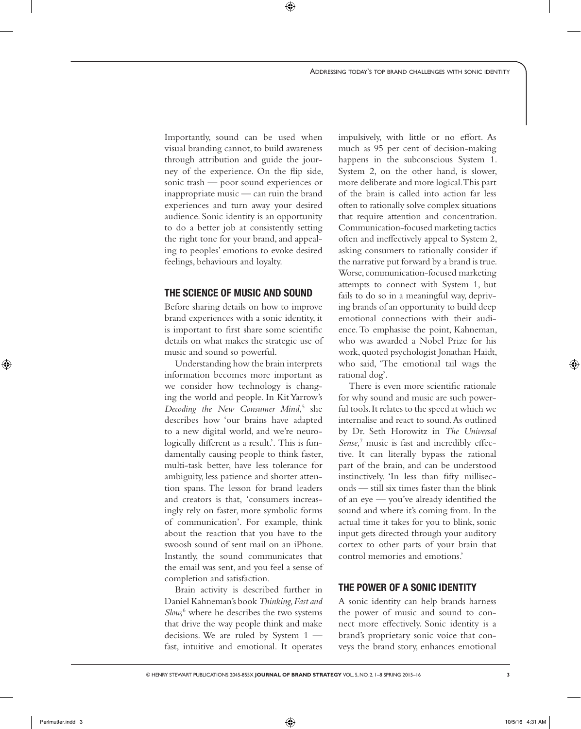Importantly, sound can be used when visual branding cannot, to build awareness through attribution and guide the journey of the experience. On the flip side, sonic trash — poor sound experiences or inappropriate music — can ruin the brand experiences and turn away your desired audience. Sonic identity is an opportunity to do a better job at consistently setting the right tone for your brand, and appealing to peoples' emotions to evoke desired feelings, behaviours and loyalty.

## THE SCIENCE OF MUSIC AND SOUND

Before sharing details on how to improve brand experiences with a sonic identity, it is important to first share some scientific details on what makes the strategic use of music and sound so powerful.

Understanding how the brain interprets information becomes more important as we consider how technology is changing the world and people. In Kit Yarrow's *Decoding the New Consumer Mind*,[5] she describes how 'our brains have adapted to a new digital world, and we're neurologically different as a result.'. This is fundamentally causing people to think faster, multi-task better, have less tolerance for ambiguity, less patience and shorter attention spans. The lesson for brand leaders and creators is that, 'consumers increasingly rely on faster, more symbolic forms of communication'. For example, think about the reaction that you have to the swoosh sound of sent mail on an iPhone. Instantly, the sound communicates that the email was sent, and you feel a sense of completion and satisfaction.

Brain activity is described further in Daniel Kahneman's book *Thinking, Fast and Slow,*[6] where he describes the two systems that drive the way people think and make decisions. We are ruled by System 1 — fast, intuitive and emotional. It operates impulsively, with little or no effort. As much as 95 per cent of decision-making happens in the subconscious System 1. System 2, on the other hand, is slower, more deliberate and more logical. This part of the brain is called into action far less often to rationally solve complex situations that require attention and concentration. Communication-focused marketing tactics often and ineffectively appeal to System 2, asking consumers to rationally consider if the narrative put forward by a brand is true. Worse, communication-focused marketing attempts to connect with System 1, but fails to do so in a meaningful way, depriving brands of an opportunity to build deep emotional connections with their audience. To emphasise the point, Kahneman, who was awarded a Nobel Prize for his work, quoted psychologist Jonathan Haidt, who said, 'The emotional tail wags the rational dog'.

There is even more scientific rationale for why sound and music are such powerful tools. It relates to the speed at which we internalise and react to sound. As outlined by Dr. Seth Horowitz in *The Universal Sense,*[7] music is fast and incredibly effective. It can literally bypass the rational part of the brain, and can be understood instinctively. 'In less than fifty milliseconds — still six times faster than the blink of an eye — you've already identified the sound and where it's coming from. In the actual time it takes for you to blink, sonic input gets directed through your auditory cortex to other parts of your brain that control memories and emotions.'

## THE POWER OF A SONIC IDENTITY

A sonic identity can help brands harness the power of music and sound to connect more effectively. Sonic identity is a brand's proprietary sonic voice that conveys the brand story, enhances emotional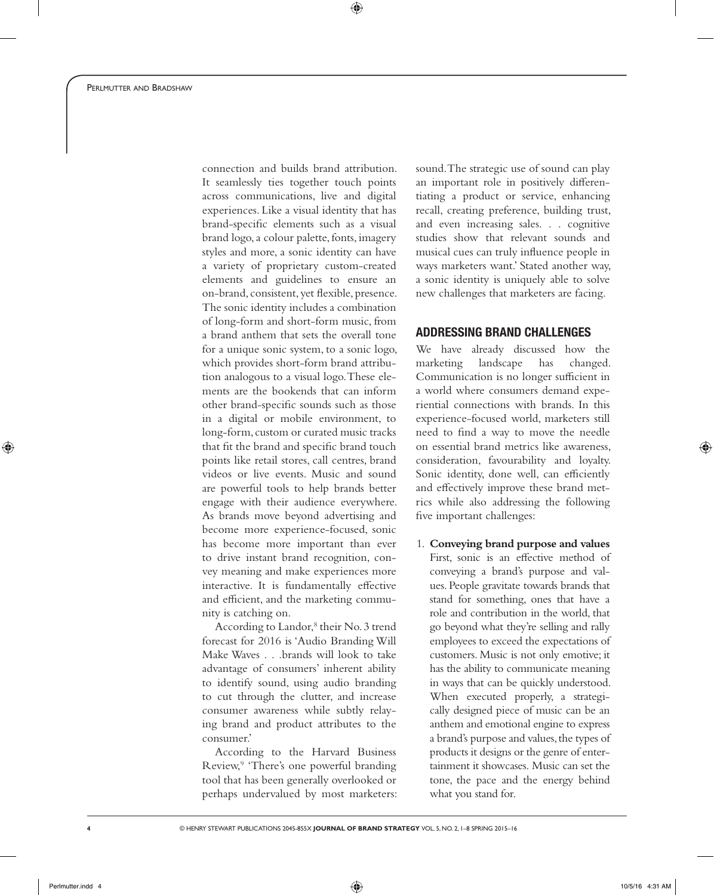connection and builds brand attribution. It seamlessly ties together touch points across communications, live and digital experiences. Like a visual identity that has brand-specific elements such as a visual brand logo, a colour palette, fonts, imagery styles and more, a sonic identity can have a variety of proprietary custom-created elements and guidelines to ensure an on-brand, consistent, yet flexible, presence. The sonic identity includes a combination of long-form and short-form music, from a brand anthem that sets the overall tone for a unique sonic system, to a sonic logo, which provides short-form brand attribution analogous to a visual logo. These elements are the bookends that can inform other brand-specific sounds such as those in a digital or mobile environment, to long-form, custom or curated music tracks that fit the brand and specific brand touch points like retail stores, call centres, brand videos or live events. Music and sound are powerful tools to help brands better engage with their audience everywhere. As brands move beyond advertising and become more experience-focused, sonic has become more important than ever to drive instant brand recognition, convey meaning and make experiences more interactive. It is fundamentally effective and efficient, and the marketing community is catching on.

According to Landor,[8] their No. 3 trend forecast for 2016 is 'Audio Branding Will Make Waves . . .brands will look to take advantage of consumers' inherent ability to identify sound, using audio branding to cut through the clutter, and increase consumer awareness while subtly relaying brand and product attributes to the consumer.'

According to the Harvard Business Review,[9] 'There's one powerful branding tool that has been generally overlooked or perhaps undervalued by most marketers: sound. The strategic use of sound can play an important role in positively differentiating a product or service, enhancing recall, creating preference, building trust, and even increasing sales. . . cognitive studies show that relevant sounds and musical cues can truly influence people in ways marketers want.' Stated another way, a sonic identity is uniquely able to solve new challenges that marketers are facing.

## ADDRESSING BRAND CHALLENGES

We have already discussed how the marketing landscape has changed. Communication is no longer sufficient in a world where consumers demand experiential connections with brands. In this experience-focused world, marketers still need to find a way to move the needle on essential brand metrics like awareness, consideration, favourability and loyalty. Sonic identity, done well, can efficiently and effectively improve these brand metrics while also addressing the following five important challenges:

1. **Conveying brand purpose and values**
   First, sonic is an effective method of conveying a brand's purpose and values. People gravitate towards brands that stand for something, ones that have a role and contribution in the world, that go beyond what they're selling and rally employees to exceed the expectations of customers. Music is not only emotive; it has the ability to communicate meaning in ways that can be quickly understood. When executed properly, a strategically designed piece of music can be an anthem and emotional engine to express a brand's purpose and values, the types of products it designs or the genre of entertainment it showcases. Music can set the tone, the pace and the energy behind what you stand for.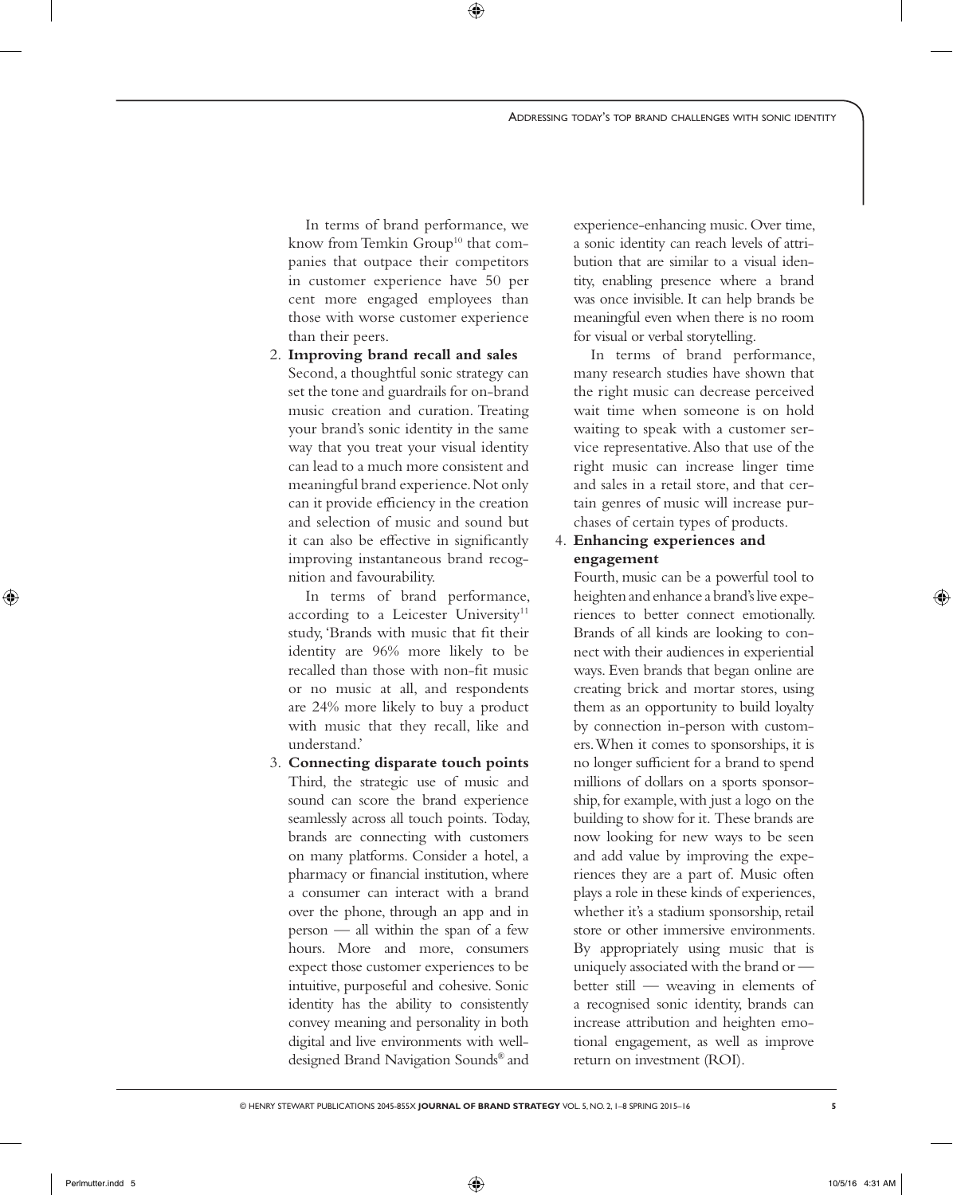In terms of brand performance, we know from Temkin Group[10] that companies that outpace their competitors in customer experience have 50 per cent more engaged employees than those with worse customer experience than their peers.

2. **Improving brand recall and sales**
   Second, a thoughtful sonic strategy can set the tone and guardrails for on-brand music creation and curation. Treating your brand's sonic identity in the same way that you treat your visual identity can lead to a much more consistent and meaningful brand experience. Not only can it provide efficiency in the creation and selection of music and sound but it can also be effective in significantly improving instantaneous brand recognition and favourability.

   In terms of brand performance, according to a Leicester University[11] study, 'Brands with music that fit their identity are 96% more likely to be recalled than those with non-fit music or no music at all, and respondents are 24% more likely to buy a product with music that they recall, like and understand.'

3. **Connecting disparate touch points**
   Third, the strategic use of music and sound can score the brand experience seamlessly across all touch points. Today, brands are connecting with customers on many platforms. Consider a hotel, a pharmacy or financial institution, where a consumer can interact with a brand over the phone, through an app and in person — all within the span of a few hours. More and more, consumers expect those customer experiences to be intuitive, purposeful and cohesive. Sonic identity has the ability to consistently convey meaning and personality in both digital and live environments with well-designed Brand Navigation Sounds® and experience-enhancing music. Over time, a sonic identity can reach levels of attribution that are similar to a visual identity, enabling presence where a brand was once invisible. It can help brands be meaningful even when there is no room for visual or verbal storytelling.

   In terms of brand performance, many research studies have shown that the right music can decrease perceived wait time when someone is on hold waiting to speak with a customer service representative. Also that use of the right music can increase linger time and sales in a retail store, and that certain genres of music will increase purchases of certain types of products.

4. **Enhancing experiences and engagement**
   Fourth, music can be a powerful tool to heighten and enhance a brand's live experiences to better connect emotionally. Brands of all kinds are looking to connect with their audiences in experiential ways. Even brands that began online are creating brick and mortar stores, using them as an opportunity to build loyalty by connection in-person with customers. When it comes to sponsorships, it is no longer sufficient for a brand to spend millions of dollars on a sports sponsorship, for example, with just a logo on the building to show for it. These brands are now looking for new ways to be seen and add value by improving the experiences they are a part of. Music often plays a role in these kinds of experiences, whether it's a stadium sponsorship, retail store or other immersive environments. By appropriately using music that is uniquely associated with the brand or — better still — weaving in elements of a recognised sonic identity, brands can increase attribution and heighten emotional engagement, as well as improve return on investment (ROI).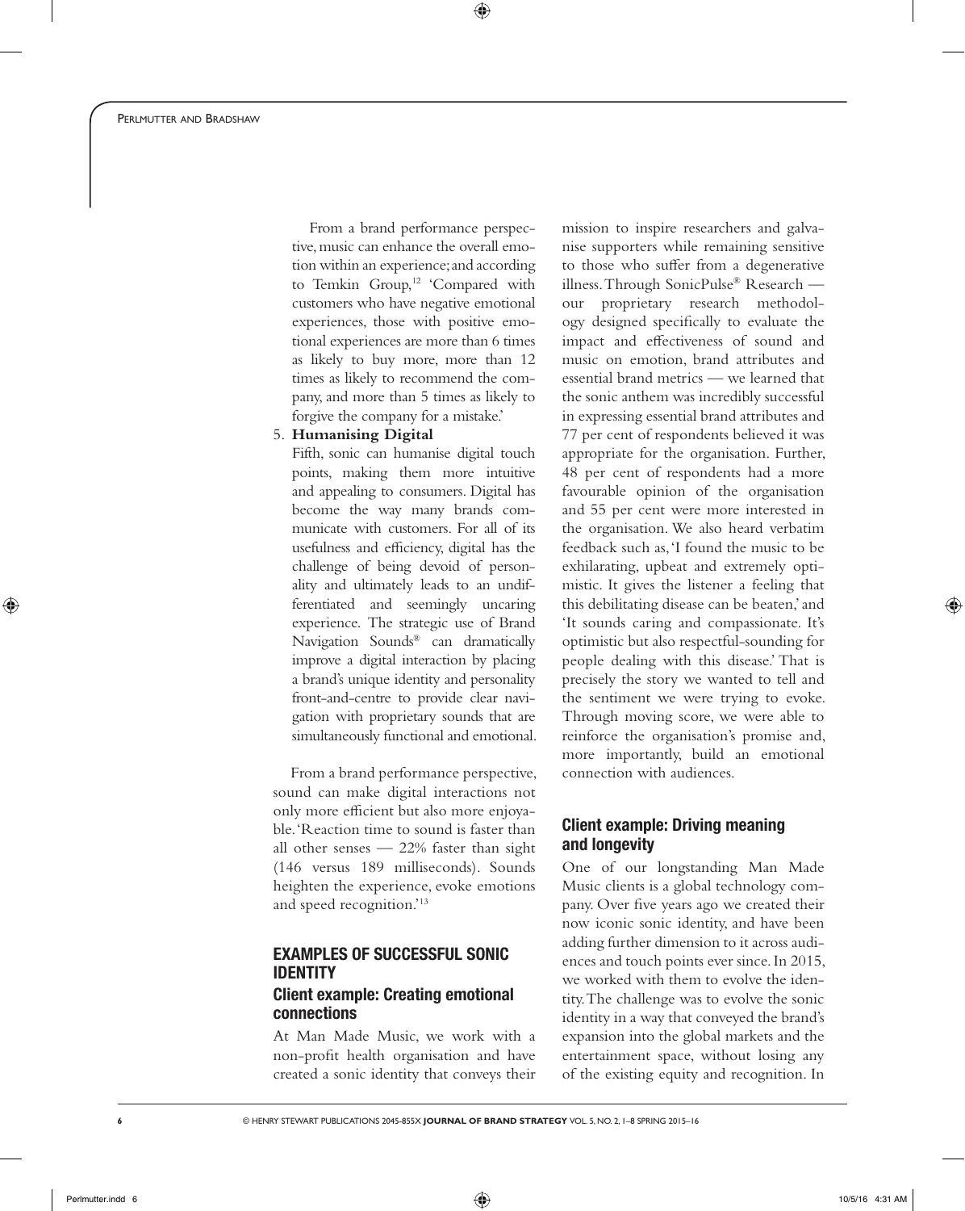From a brand performance perspective, music can enhance the overall emotion within an experience; and according to Temkin Group,[12] 'Compared with customers who have negative emotional experiences, those with positive emotional experiences are more than 6 times as likely to buy more, more than 12 times as likely to recommend the company, and more than 5 times as likely to forgive the company for a mistake.'

5. **Humanising Digital**
   Fifth, sonic can humanise digital touch points, making them more intuitive and appealing to consumers. Digital has become the way many brands communicate with customers. For all of its usefulness and efficiency, digital has the challenge of being devoid of personality and ultimately leads to an undifferentiated and seemingly uncaring experience. The strategic use of Brand Navigation Sounds® can dramatically improve a digital interaction by placing a brand's unique identity and personality front-and-centre to provide clear navigation with proprietary sounds that are simultaneously functional and emotional.

From a brand performance perspective, sound can make digital interactions not only more efficient but also more enjoyable. 'Reaction time to sound is faster than all other senses — 22% faster than sight (146 versus 189 milliseconds). Sounds heighten the experience, evoke emotions and speed recognition.'[13]

## EXAMPLES OF SUCCESSFUL SONIC IDENTITY

### Client example: Creating emotional connections

At Man Made Music, we work with a non-profit health organisation and have created a sonic identity that conveys their mission to inspire researchers and galvanise supporters while remaining sensitive to those who suffer from a degenerative illness. Through SonicPulse® Research — our proprietary research methodology designed specifically to evaluate the impact and effectiveness of sound and music on emotion, brand attributes and essential brand metrics — we learned that the sonic anthem was incredibly successful in expressing essential brand attributes and 77 per cent of respondents believed it was appropriate for the organisation. Further, 48 per cent of respondents had a more favourable opinion of the organisation and 55 per cent were more interested in the organisation. We also heard verbatim feedback such as, 'I found the music to be exhilarating, upbeat and extremely optimistic. It gives the listener a feeling that this debilitating disease can be beaten,' and 'It sounds caring and compassionate. It's optimistic but also respectful-sounding for people dealing with this disease.' That is precisely the story we wanted to tell and the sentiment we were trying to evoke. Through moving score, we were able to reinforce the organisation's promise and, more importantly, build an emotional connection with audiences.

### Client example: Driving meaning and longevity

One of our longstanding Man Made Music clients is a global technology company. Over five years ago we created their now iconic sonic identity, and have been adding further dimension to it across audiences and touch points ever since. In 2015, we worked with them to evolve the identity. The challenge was to evolve the sonic identity in a way that conveyed the brand's expansion into the global markets and the entertainment space, without losing any of the existing equity and recognition. In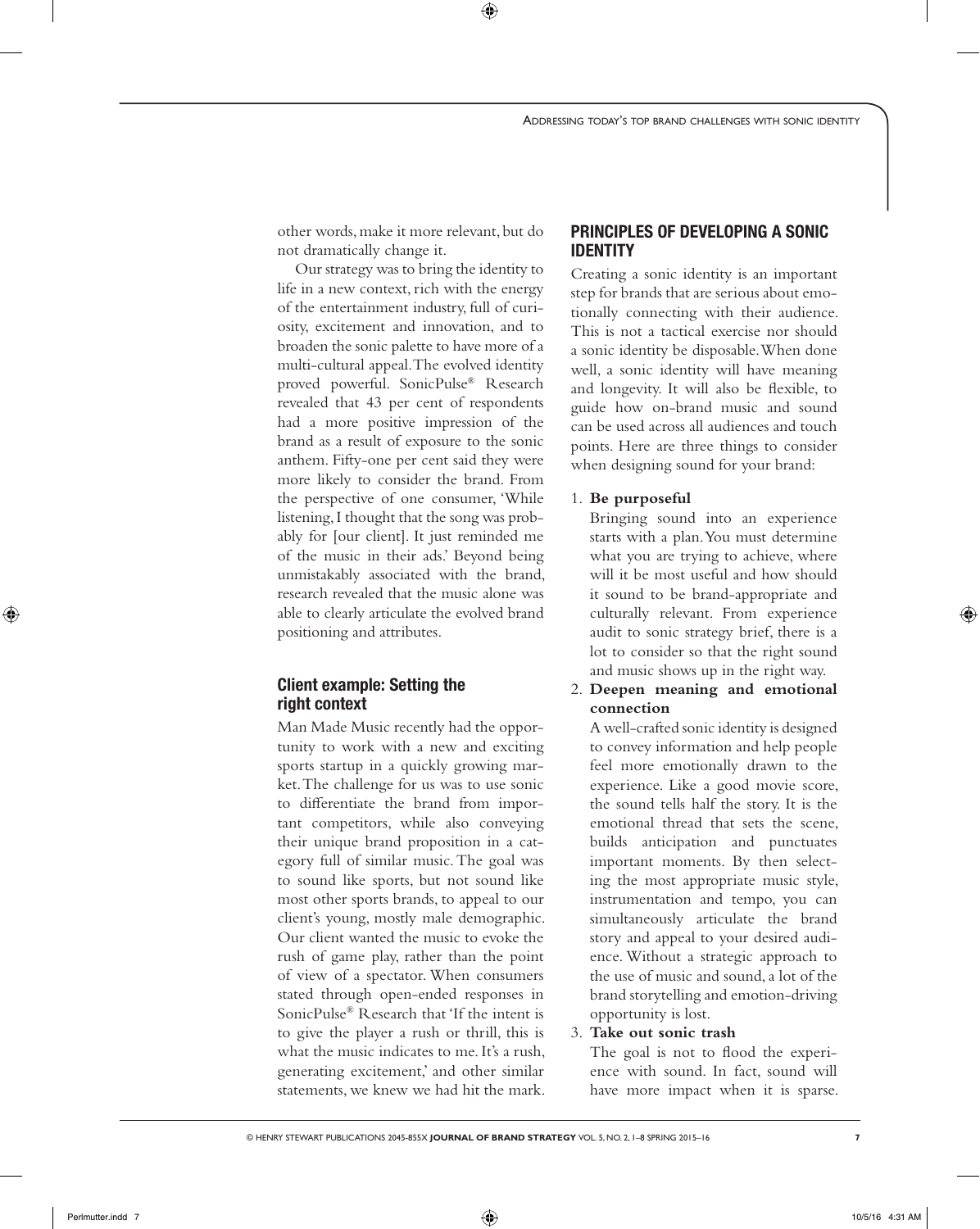other words, make it more relevant, but do not dramatically change it.

Our strategy was to bring the identity to life in a new context, rich with the energy of the entertainment industry, full of curiosity, excitement and innovation, and to broaden the sonic palette to have more of a multi-cultural appeal. The evolved identity proved powerful. SonicPulse® Research revealed that 43 per cent of respondents had a more positive impression of the brand as a result of exposure to the sonic anthem. Fifty-one per cent said they were more likely to consider the brand. From the perspective of one consumer, 'While listening, I thought that the song was probably for [our client]. It just reminded me of the music in their ads.' Beyond being unmistakably associated with the brand, research revealed that the music alone was able to clearly articulate the evolved brand positioning and attributes.

### Client example: Setting the right context

Man Made Music recently had the opportunity to work with a new and exciting sports startup in a quickly growing market. The challenge for us was to use sonic to differentiate the brand from important competitors, while also conveying their unique brand proposition in a category full of similar music. The goal was to sound like sports, but not sound like most other sports brands, to appeal to our client's young, mostly male demographic. Our client wanted the music to evoke the rush of game play, rather than the point of view of a spectator. When consumers stated through open-ended responses in SonicPulse® Research that 'If the intent is to give the player a rush or thrill, this is what the music indicates to me. It's a rush, generating excitement,' and other similar statements, we knew we had hit the mark.

## PRINCIPLES OF DEVELOPING A SONIC IDENTITY

Creating a sonic identity is an important step for brands that are serious about emotionally connecting with their audience. This is not a tactical exercise nor should a sonic identity be disposable. When done well, a sonic identity will have meaning and longevity. It will also be flexible, to guide how on-brand music and sound can be used across all audiences and touch points. Here are three things to consider when designing sound for your brand:

1. **Be purposeful**
   Bringing sound into an experience starts with a plan. You must determine what you are trying to achieve, where will it be most useful and how should it sound to be brand-appropriate and culturally relevant. From experience audit to sonic strategy brief, there is a lot to consider so that the right sound and music shows up in the right way.
2. **Deepen meaning and emotional connection**
   A well-crafted sonic identity is designed to convey information and help people feel more emotionally drawn to the experience. Like a good movie score, the sound tells half the story. It is the emotional thread that sets the scene, builds anticipation and punctuates important moments. By then selecting the most appropriate music style, instrumentation and tempo, you can simultaneously articulate the brand story and appeal to your desired audience. Without a strategic approach to the use of music and sound, a lot of the brand storytelling and emotion-driving opportunity is lost.
3. **Take out sonic trash**
   The goal is not to flood the experience with sound. In fact, sound will have more impact when it is sparse.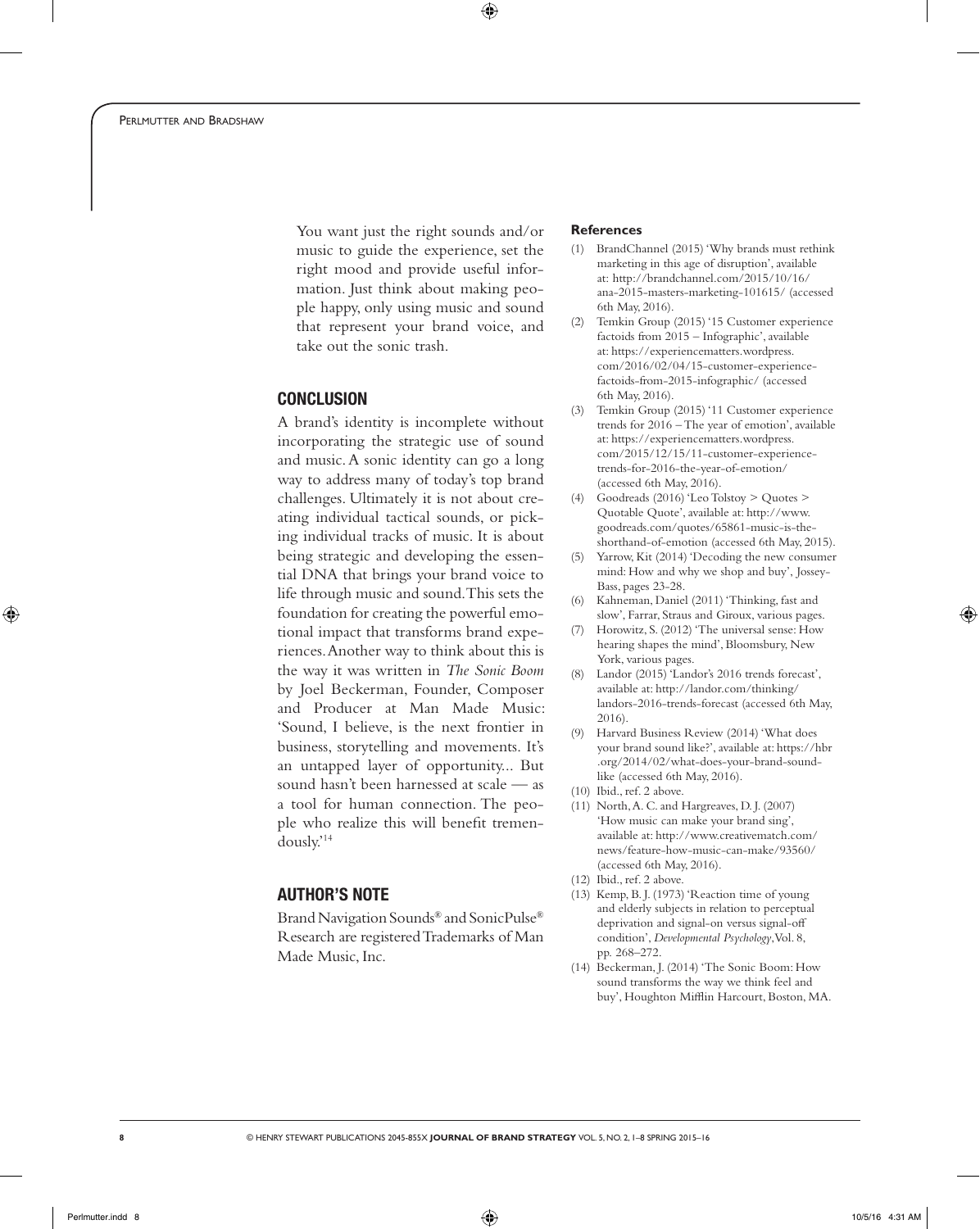You want just the right sounds and/or music to guide the experience, set the right mood and provide useful information. Just think about making people happy, only using music and sound that represent your brand voice, and take out the sonic trash.

## CONCLUSION

A brand's identity is incomplete without incorporating the strategic use of sound and music. A sonic identity can go a long way to address many of today's top brand challenges. Ultimately it is not about creating individual tactical sounds, or picking individual tracks of music. It is about being strategic and developing the essential DNA that brings your brand voice to life through music and sound. This sets the foundation for creating the powerful emotional impact that transforms brand experiences. Another way to think about this is the way it was written in *The Sonic Boom* by Joel Beckerman, Founder, Composer and Producer at Man Made Music: 'Sound, I believe, is the next frontier in business, storytelling and movements. It's an untapped layer of opportunity... But sound hasn't been harnessed at scale — as a tool for human connection. The people who realize this will benefit tremendously.'[14]

## AUTHOR'S NOTE

Brand Navigation Sounds® and SonicPulse® Research are registered Trademarks of Man Made Music, Inc.

### References

(1) BrandChannel (2015) 'Why brands must rethink marketing in this age of disruption', available at: http://brandchannel.com/2015/10/16/ana-2015-masters-marketing-101615/ (accessed 6th May, 2016).

(2) Temkin Group (2015) '15 Customer experience factoids from 2015 – Infographic', available at: https://experiencematters.wordpress.com/2016/02/04/15-customer-experience-factoids-from-2015-infographic/ (accessed 6th May, 2016).

(3) Temkin Group (2015) '11 Customer experience trends for 2016 – The year of emotion', available at: https://experiencematters.wordpress.com/2015/12/15/11-customer-experience-trends-for-2016-the-year-of-emotion/ (accessed 6th May, 2016).

(4) Goodreads (2016) 'Leo Tolstoy > Quotes > Quotable Quote', available at: http://www.goodreads.com/quotes/65861-music-is-the-shorthand-of-emotion (accessed 6th May, 2015).

(5) Yarrow, Kit (2014) 'Decoding the new consumer mind: How and why we shop and buy', Jossey-Bass, pages 23-28.

(6) Kahneman, Daniel (2011) 'Thinking, fast and slow', Farrar, Straus and Giroux, various pages.

(7) Horowitz, S. (2012) 'The universal sense: How hearing shapes the mind', Bloomsbury, New York, various pages.

(8) Landor (2015) 'Landor's 2016 trends forecast', available at: http://landor.com/thinking/landors-2016-trends-forecast (accessed 6th May, 2016).

(9) Harvard Business Review (2014) 'What does your brand sound like?', available at: https://hbr.org/2014/02/what-does-your-brand-sound-like (accessed 6th May, 2016).

(10) Ibid., ref. 2 above.

(11) North, A. C. and Hargreaves, D. J. (2007) 'How music can make your brand sing', available at: http://www.creativematch.com/news/feature-how-music-can-make/93560/ (accessed 6th May, 2016).

(12) Ibid., ref. 2 above.

(13) Kemp, B. J. (1973) 'Reaction time of young and elderly subjects in relation to perceptual deprivation and signal-on versus signal-off condition', *Developmental Psychology*, Vol. 8, pp. 268–272.

(14) Beckerman, J. (2014) 'The Sonic Boom: How sound transforms the way we think feel and buy', Houghton Mifflin Harcourt, Boston, MA.